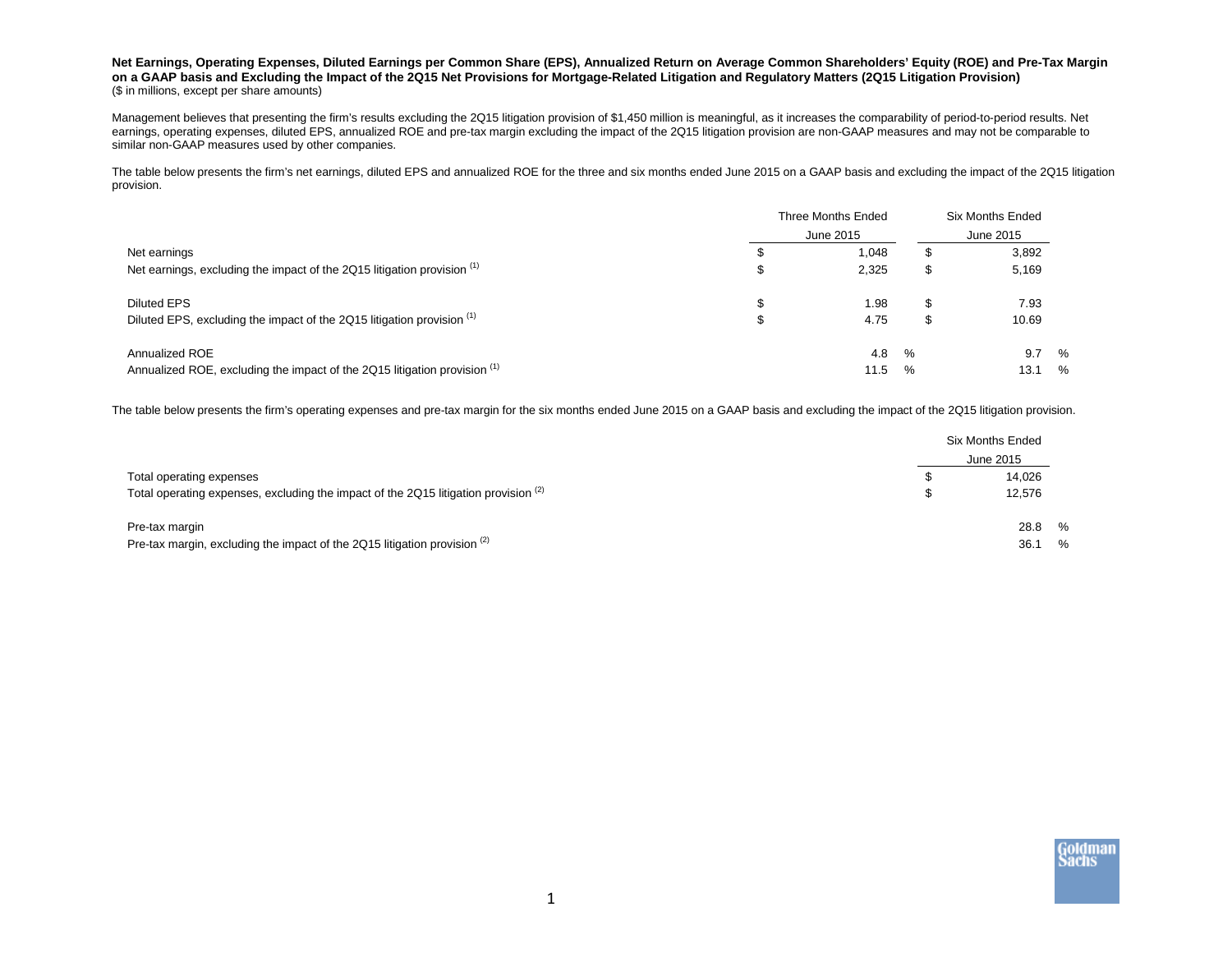**Net Earnings, Operating Expenses, Diluted Earnings per Common Share (EPS), Annualized Return on Average Common Shareholders' Equity (ROE) and Pre-Tax Margin on a GAAP basis and Excluding the Impact of the 2Q15 Net Provisions for Mortgage-Related Litigation and Regulatory Matters (2Q15 Litigation Provision)**
($ in millions, except per share amounts)

Management believes that presenting the firm's results excluding the 2Q15 litigation provision of $1,450 million is meaningful, as it increases the comparability of period-to-period results. Net earnings, operating expenses, diluted EPS, annualized ROE and pre-tax margin excluding the impact of the 2Q15 litigation provision are non-GAAP measures and may not be comparable to similar non-GAAP measures used by other companies.

The table below presents the firm's net earnings, diluted EPS and annualized ROE for the three and six months ended June 2015 on a GAAP basis and excluding the impact of the 2Q15 litigation provision.

| | Three Months Ended June 2015 | Six Months Ended June 2015 |
|---|---|---|
| Net earnings | $ 1,048 | $ 3,892 |
| Net earnings, excluding the impact of the 2Q15 litigation provision [(1)] | $ 2,325 | $ 5,169 |
| Diluted EPS | $ 1.98 | $ 7.93 |
| Diluted EPS, excluding the impact of the 2Q15 litigation provision [(1)] | $ 4.75 | $ 10.69 |
| Annualized ROE | 4.8 % | 9.7 % |
| Annualized ROE, excluding the impact of the 2Q15 litigation provision [(1)] | 11.5 % | 13.1 % |

The table below presents the firm's operating expenses and pre-tax margin for the six months ended June 2015 on a GAAP basis and excluding the impact of the 2Q15 litigation provision.

| | Six Months Ended June 2015 |
|---|---|
| Total operating expenses | $ 14,026 |
| Total operating expenses, excluding the impact of the 2Q15 litigation provision [(2)] | $ 12,576 |
| Pre-tax margin | 28.8 % |
| Pre-tax margin, excluding the impact of the 2Q15 litigation provision [(2)] | 36.1 % |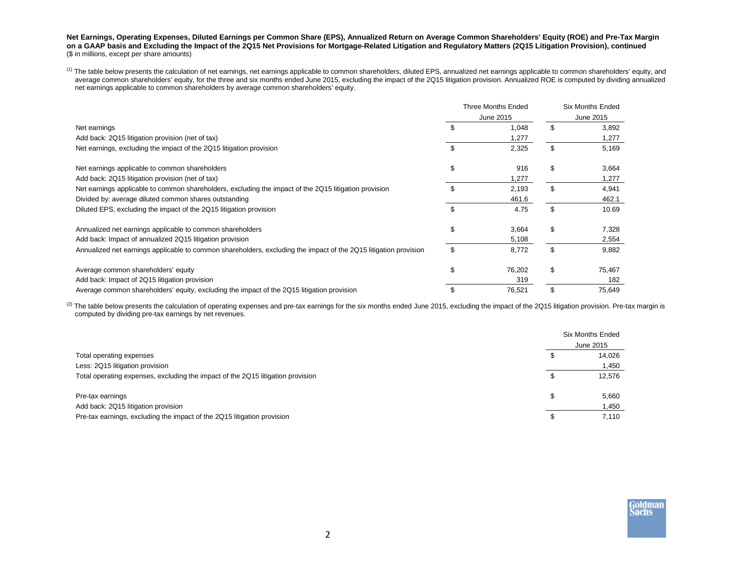**Net Earnings, Operating Expenses, Diluted Earnings per Common Share (EPS), Annualized Return on Average Common Shareholders' Equity (ROE) and Pre-Tax Margin on a GAAP basis and Excluding the Impact of the 2Q15 Net Provisions for Mortgage-Related Litigation and Regulatory Matters (2Q15 Litigation Provision), continued**
($ in millions, except per share amounts)

(1) The table below presents the calculation of net earnings, net earnings applicable to common shareholders, diluted EPS, annualized net earnings applicable to common shareholders' equity, and average common shareholders' equity, for the three and six months ended June 2015, excluding the impact of the 2Q15 litigation provision. Annualized ROE is computed by dividing annualized net earnings applicable to common shareholders by average common shareholders' equity.

| | Three Months Ended June 2015 | Six Months Ended June 2015 |
|---|---|---|
| Net earnings | $ 1,048 | $ 3,892 |
| Add back: 2Q15 litigation provision (net of tax) | 1,277 | 1,277 |
| Net earnings, excluding the impact of the 2Q15 litigation provision | $ 2,325 | $ 5,169 |
| | | |
| Net earnings applicable to common shareholders | $ 916 | $ 3,664 |
| Add back: 2Q15 litigation provision (net of tax) | 1,277 | 1,277 |
| Net earnings applicable to common shareholders, excluding the impact of the 2Q15 litigation provision | $ 2,193 | $ 4,941 |
| Divided by: average diluted common shares outstanding | 461.6 | 462.1 |
| Diluted EPS, excluding the impact of the 2Q15 litigation provision | $ 4.75 | $ 10.69 |
| | | |
| Annualized net earnings applicable to common shareholders | $ 3,664 | $ 7,328 |
| Add back: Impact of annualized 2Q15 litigation provision | 5,108 | 2,554 |
| Annualized net earnings applicable to common shareholders, excluding the impact of the 2Q15 litigation provision | $ 8,772 | $ 9,882 |
| | | |
| Average common shareholders' equity | $ 76,202 | $ 75,467 |
| Add back: Impact of 2Q15 litigation provision | 319 | 182 |
| Average common shareholders' equity, excluding the impact of the 2Q15 litigation provision | $ 76,521 | $ 75,649 |

(2) The table below presents the calculation of operating expenses and pre-tax earnings for the six months ended June 2015, excluding the impact of the 2Q15 litigation provision. Pre-tax margin is computed by dividing pre-tax earnings by net revenues.

| | Six Months Ended June 2015 |
|---|---|
| Total operating expenses | $ 14,026 |
| Less: 2Q15 litigation provision | 1,450 |
| Total operating expenses, excluding the impact of the 2Q15 litigation provision | $ 12,576 |
| | |
| Pre-tax earnings | $ 5,660 |
| Add back: 2Q15 litigation provision | 1,450 |
| Pre-tax earnings, excluding the impact of the 2Q15 litigation provision | $ 7,110 |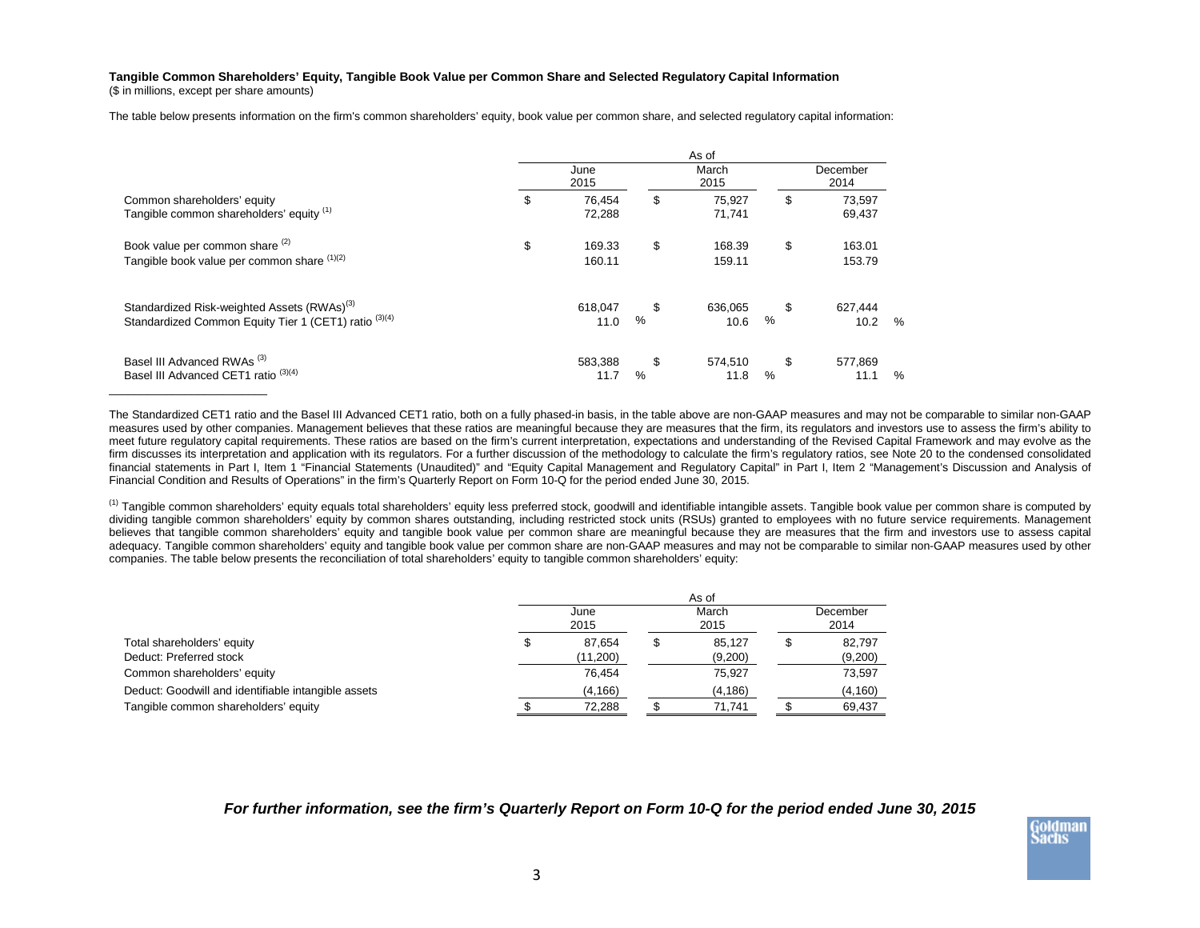**Tangible Common Shareholders' Equity, Tangible Book Value per Common Share and Selected Regulatory Capital Information**
($ in millions, except per share amounts)

The table below presents information on the firm's common shareholders' equity, book value per common share, and selected regulatory capital information:

| | As of | | |
|---|---|---|---|
| | June 2015 | March 2015 | December 2014 |
| Common shareholders' equity | $ 76,454 | $ 75,927 | $ 73,597 |
| Tangible common shareholders' equity [(1)] | 72,288 | 71,741 | 69,437 |
| Book value per common share [(2)] | $ 169.33 | $ 168.39 | $ 163.01 |
| Tangible book value per common share [(1)(2)] | 160.11 | 159.11 | 153.79 |
| Standardized Risk-weighted Assets (RWAs)[(3)] | 618,047 | $ 636,065 | $ 627,444 |
| Standardized Common Equity Tier 1 (CET1) ratio [(3)(4)] | 11.0 % | 10.6 % | 10.2 % |
| Basel III Advanced RWAs [(3)] | 583,388 | $ 574,510 | $ 577,869 |
| Basel III Advanced CET1 ratio [(3)(4)] | 11.7 % | 11.8 % | 11.1 % |

The Standardized CET1 ratio and the Basel III Advanced CET1 ratio, both on a fully phased-in basis, in the table above are non-GAAP measures and may not be comparable to similar non-GAAP measures used by other companies. Management believes that these ratios are meaningful because they are measures that the firm, its regulators and investors use to assess the firm's ability to meet future regulatory capital requirements. These ratios are based on the firm's current interpretation, expectations and understanding of the Revised Capital Framework and may evolve as the firm discusses its interpretation and application with its regulators. For a further discussion of the methodology to calculate the firm's regulatory ratios, see Note 20 to the condensed consolidated financial statements in Part I, Item 1 "Financial Statements (Unaudited)" and "Equity Capital Management and Regulatory Capital" in Part I, Item 2 "Management's Discussion and Analysis of Financial Condition and Results of Operations" in the firm's Quarterly Report on Form 10-Q for the period ended June 30, 2015.

[(1)] Tangible common shareholders' equity equals total shareholders' equity less preferred stock, goodwill and identifiable intangible assets. Tangible book value per common share is computed by dividing tangible common shareholders' equity by common shares outstanding, including restricted stock units (RSUs) granted to employees with no future service requirements. Management believes that tangible common shareholders' equity and tangible book value per common share are meaningful because they are measures that the firm and investors use to assess capital adequacy. Tangible common shareholders' equity and tangible book value per common share are non-GAAP measures and may not be comparable to similar non-GAAP measures used by other companies. The table below presents the reconciliation of total shareholders' equity to tangible common shareholders' equity:

| | As of | | |
|---|---|---|---|
| | June 2015 | March 2015 | December 2014 |
| Total shareholders' equity | $ 87,654 | $ 85,127 | $ 82,797 |
| Deduct: Preferred stock | (11,200) | (9,200) | (9,200) |
| Common shareholders' equity | 76,454 | 75,927 | 73,597 |
| Deduct: Goodwill and identifiable intangible assets | (4,166) | (4,186) | (4,160) |
| Tangible common shareholders' equity | $ 72,288 | $ 71,741 | $ 69,437 |

***For further information, see the firm's Quarterly Report on Form 10-Q for the period ended June 30, 2015***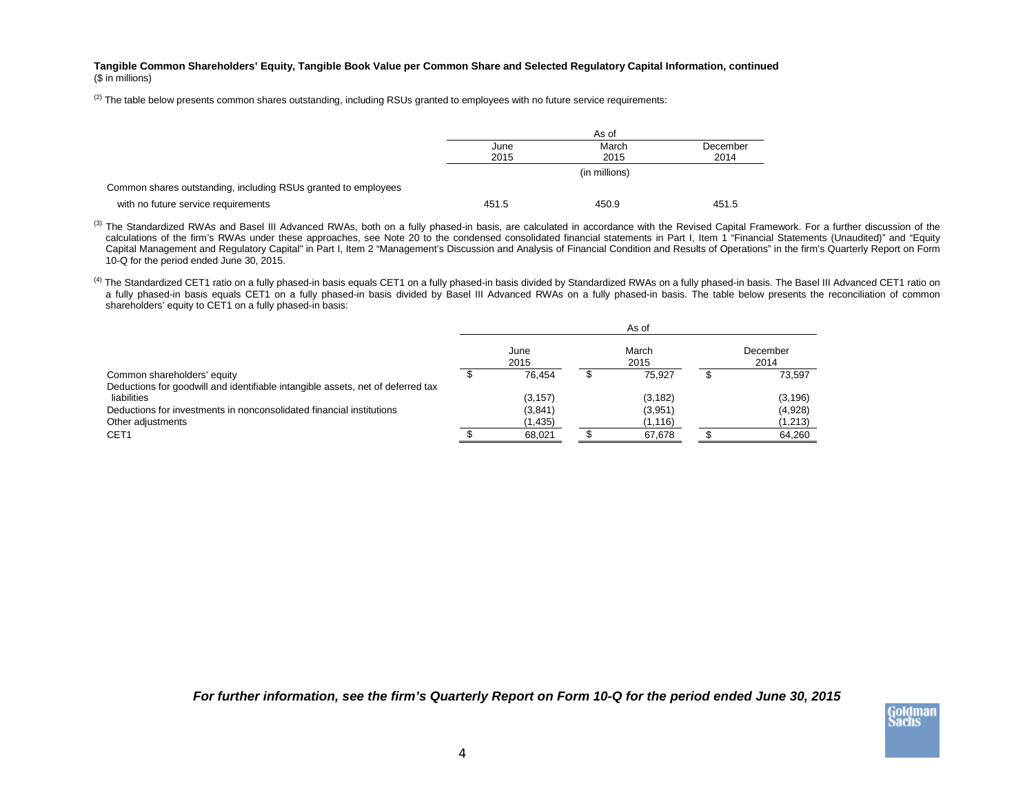**Tangible Common Shareholders' Equity, Tangible Book Value per Common Share and Selected Regulatory Capital Information, continued**
($ in millions)

[2] The table below presents common shares outstanding, including RSUs granted to employees with no future service requirements:

| | As of | | |
|---|---|---|---|
| | June 2015 | March 2015 | December 2014 |
| | | (in millions) | |
| Common shares outstanding, including RSUs granted to employees with no future service requirements | 451.5 | 450.9 | 451.5 |

[3] The Standardized RWAs and Basel III Advanced RWAs, both on a fully phased-in basis, are calculated in accordance with the Revised Capital Framework. For a further discussion of the calculations of the firm's RWAs under these approaches, see Note 20 to the condensed consolidated financial statements in Part I, Item 1 "Financial Statements (Unaudited)" and "Equity Capital Management and Regulatory Capital" in Part I, Item 2 "Management's Discussion and Analysis of Financial Condition and Results of Operations" in the firm's Quarterly Report on Form 10-Q for the period ended June 30, 2015.

[4] The Standardized CET1 ratio on a fully phased-in basis equals CET1 on a fully phased-in basis divided by Standardized RWAs on a fully phased-in basis. The Basel III Advanced CET1 ratio on a fully phased-in basis equals CET1 on a fully phased-in basis divided by Basel III Advanced RWAs on a fully phased-in basis. The table below presents the reconciliation of common shareholders' equity to CET1 on a fully phased-in basis:

| | As of | | |
|---|---|---|---|
| | June 2015 | March 2015 | December 2014 |
| Common shareholders' equity | $ 76,454 | $ 75,927 | $ 73,597 |
| Deductions for goodwill and identifiable intangible assets, net of deferred tax liabilities | (3,157) | (3,182) | (3,196) |
| Deductions for investments in nonconsolidated financial institutions | (3,841) | (3,951) | (4,928) |
| Other adjustments | (1,435) | (1,116) | (1,213) |
| CET1 | $ 68,021 | $ 67,678 | $ 64,260 |

***For further information, see the firm's Quarterly Report on Form 10-Q for the period ended June 30, 2015***